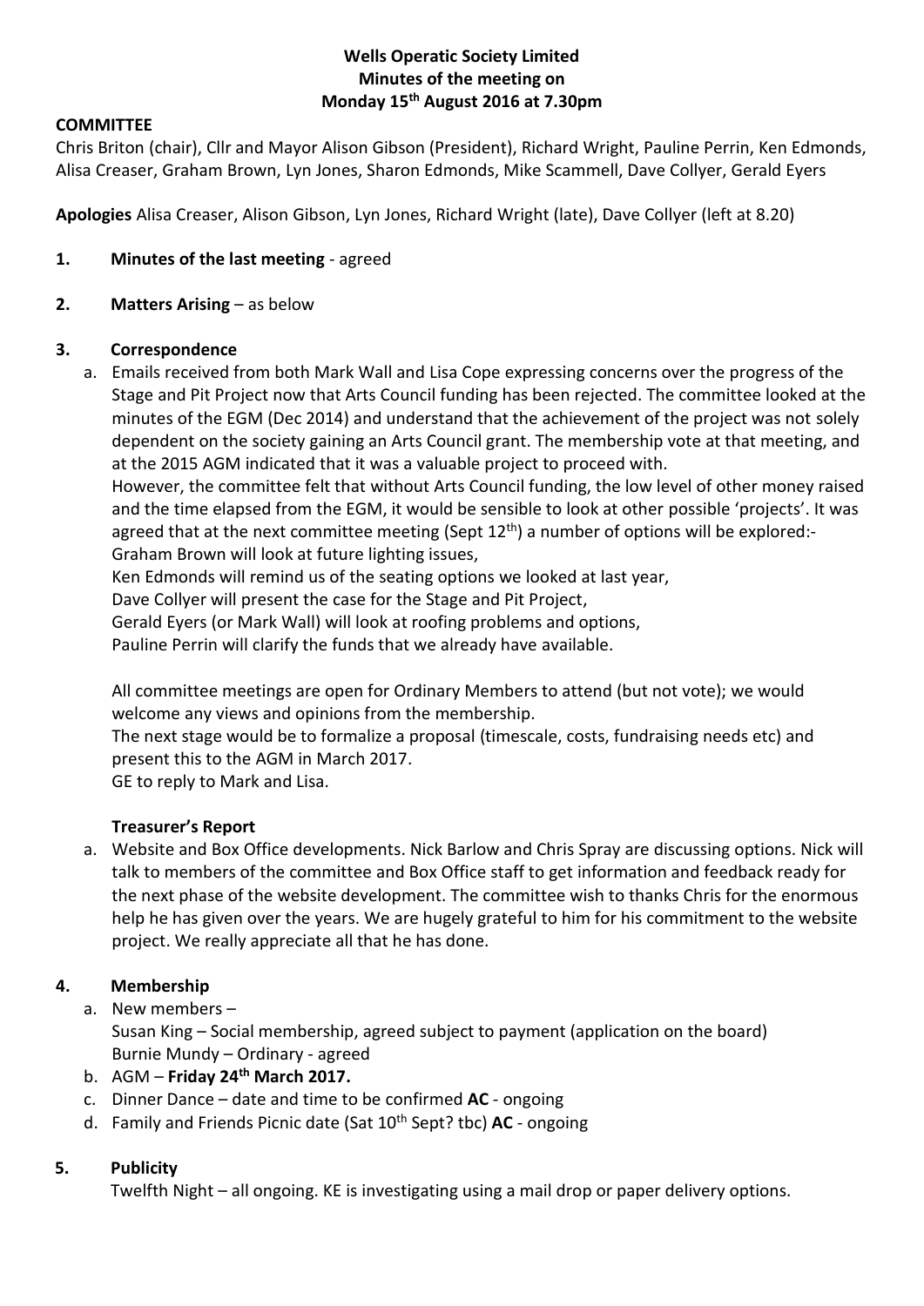**Wells Operatic Society Limited**
**Minutes of the meeting on**
**Monday 15th August 2016 at 7.30pm**

**COMMITTEE**

Chris Briton (chair), Cllr and Mayor Alison Gibson (President), Richard Wright, Pauline Perrin, Ken Edmonds, Alisa Creaser, Graham Brown, Lyn Jones, Sharon Edmonds, Mike Scammell, Dave Collyer, Gerald Eyers

**Apologies** Alisa Creaser, Alison Gibson, Lyn Jones, Richard Wright (late), Dave Collyer (left at 8.20)

**1. Minutes of the last meeting** - agreed

**2. Matters Arising** – as below

**3. Correspondence**

a. Emails received from both Mark Wall and Lisa Cope expressing concerns over the progress of the Stage and Pit Project now that Arts Council funding has been rejected. The committee looked at the minutes of the EGM (Dec 2014) and understand that the achievement of the project was not solely dependent on the society gaining an Arts Council grant. The membership vote at that meeting, and at the 2015 AGM indicated that it was a valuable project to proceed with.
However, the committee felt that without Arts Council funding, the low level of other money raised and the time elapsed from the EGM, it would be sensible to look at other possible 'projects'. It was agreed that at the next committee meeting (Sept 12th) a number of options will be explored:-
Graham Brown will look at future lighting issues,
Ken Edmonds will remind us of the seating options we looked at last year,
Dave Collyer will present the case for the Stage and Pit Project,
Gerald Eyers (or Mark Wall) will look at roofing problems and options,
Pauline Perrin will clarify the funds that we already have available.

All committee meetings are open for Ordinary Members to attend (but not vote); we would welcome any views and opinions from the membership.
The next stage would be to formalize a proposal (timescale, costs, fundraising needs etc) and present this to the AGM in March 2017.
GE to reply to Mark and Lisa.

**Treasurer's Report**

a. Website and Box Office developments. Nick Barlow and Chris Spray are discussing options. Nick will talk to members of the committee and Box Office staff to get information and feedback ready for the next phase of the website development. The committee wish to thanks Chris for the enormous help he has given over the years. We are hugely grateful to him for his commitment to the website project. We really appreciate all that he has done.

**4. Membership**

a. New members –
Susan King – Social membership, agreed subject to payment (application on the board)
Burnie Mundy – Ordinary - agreed
b. AGM – **Friday 24th March 2017.**
c. Dinner Dance – date and time to be confirmed **AC** - ongoing
d. Family and Friends Picnic date (Sat 10th Sept? tbc) **AC** - ongoing

**5. Publicity**

Twelfth Night – all ongoing. KE is investigating using a mail drop or paper delivery options.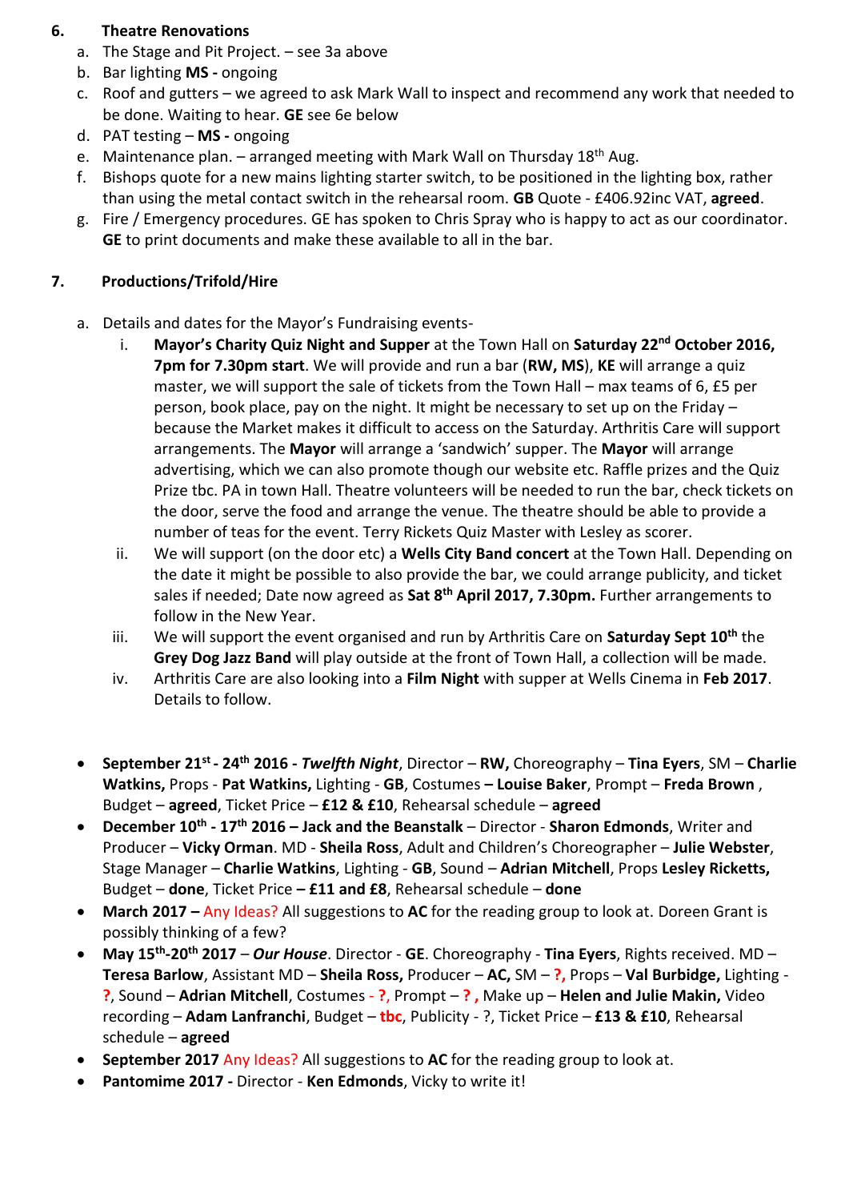6. **Theatre Renovations**
   a. The Stage and Pit Project. – see 3a above
   b. Bar lighting **MS -** ongoing
   c. Roof and gutters – we agreed to ask Mark Wall to inspect and recommend any work that needed to be done. Waiting to hear. **GE** see 6e below
   d. PAT testing – **MS -** ongoing
   e. Maintenance plan. – arranged meeting with Mark Wall on Thursday 18th Aug.
   f. Bishops quote for a new mains lighting starter switch, to be positioned in the lighting box, rather than using the metal contact switch in the rehearsal room. **GB** Quote - £406.92inc VAT, **agreed**.
   g. Fire / Emergency procedures. GE has spoken to Chris Spray who is happy to act as our coordinator. **GE** to print documents and make these available to all in the bar.

7. **Productions/Trifold/Hire**

   a. Details and dates for the Mayor's Fundraising events-
      i. **Mayor's Charity Quiz Night and Supper** at the Town Hall on **Saturday 22nd October 2016, 7pm for 7.30pm start**. We will provide and run a bar (**RW, MS**), **KE** will arrange a quiz master, we will support the sale of tickets from the Town Hall – max teams of 6, £5 per person, book place, pay on the night. It might be necessary to set up on the Friday – because the Market makes it difficult to access on the Saturday. Arthritis Care will support arrangements. The **Mayor** will arrange a 'sandwich' supper. The **Mayor** will arrange advertising, which we can also promote though our website etc. Raffle prizes and the Quiz Prize tbc. PA in town Hall. Theatre volunteers will be needed to run the bar, check tickets on the door, serve the food and arrange the venue. The theatre should be able to provide a number of teas for the event. Terry Rickets Quiz Master with Lesley as scorer.
      ii. We will support (on the door etc) a **Wells City Band concert** at the Town Hall. Depending on the date it might be possible to also provide the bar, we could arrange publicity, and ticket sales if needed; Date now agreed as **Sat 8th April 2017, 7.30pm.** Further arrangements to follow in the New Year.
      iii. We will support the event organised and run by Arthritis Care on **Saturday Sept 10th** the **Grey Dog Jazz Band** will play outside at the front of Town Hall, a collection will be made.
      iv. Arthritis Care are also looking into a **Film Night** with supper at Wells Cinema in **Feb 2017**. Details to follow.

- **September 21st - 24th 2016 -** ***Twelfth Night***, Director – **RW,** Choreography – **Tina Eyers**, SM – **Charlie Watkins,** Props - **Pat Watkins,** Lighting - **GB**, Costumes **– Louise Baker**, Prompt – **Freda Brown** , Budget – **agreed**, Ticket Price – **£12 & £10**, Rehearsal schedule – **agreed**
- **December 10th - 17th 2016 – Jack and the Beanstalk** – Director - **Sharon Edmonds**, Writer and Producer – **Vicky Orman**. MD - **Sheila Ross**, Adult and Children's Choreographer – **Julie Webster**, Stage Manager – **Charlie Watkins**, Lighting - **GB**, Sound – **Adrian Mitchell**, Props **Lesley Ricketts,** Budget – **done**, Ticket Price **– £11 and £8**, Rehearsal schedule – **done**
- **March 2017 –** Any Ideas? All suggestions to **AC** for the reading group to look at. Doreen Grant is possibly thinking of a few?
- **May 15th-20th 2017** – ***Our House***. Director - **GE**. Choreography - **Tina Eyers**, Rights received. MD – **Teresa Barlow**, Assistant MD – **Sheila Ross,** Producer – **AC,** SM – **?,** Props – **Val Burbidge,** Lighting - **?**, Sound – **Adrian Mitchell**, Costumes - **?**, Prompt – **? ,** Make up – **Helen and Julie Makin,** Video recording – **Adam Lanfranchi**, Budget – **tbc**, Publicity - ?, Ticket Price – **£13 & £10**, Rehearsal schedule – **agreed**
- **September 2017** Any Ideas? All suggestions to **AC** for the reading group to look at.
- **Pantomime 2017 -** Director - **Ken Edmonds**, Vicky to write it!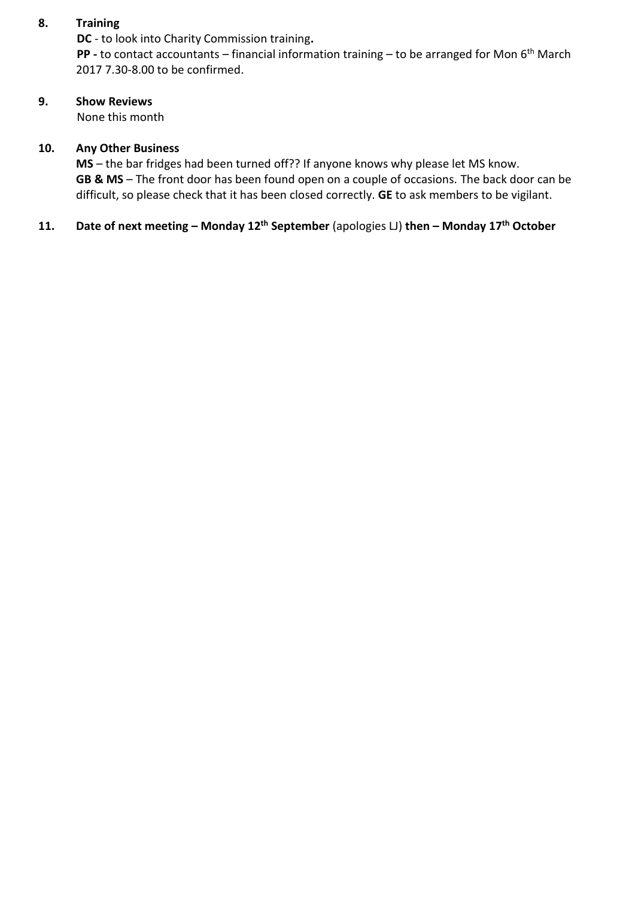**8. Training**

**DC** - to look into Charity Commission training**.**
**PP -** to contact accountants – financial information training – to be arranged for Mon 6th March 2017 7.30-8.00 to be confirmed.

**9. Show Reviews**

None this month

**10. Any Other Business**

**MS** – the bar fridges had been turned off?? If anyone knows why please let MS know.
**GB & MS** – The front door has been found open on a couple of occasions. The back door can be difficult, so please check that it has been closed correctly. **GE** to ask members to be vigilant.

**11. Date of next meeting – Monday 12th September** (apologies LJ) **then – Monday 17th October**